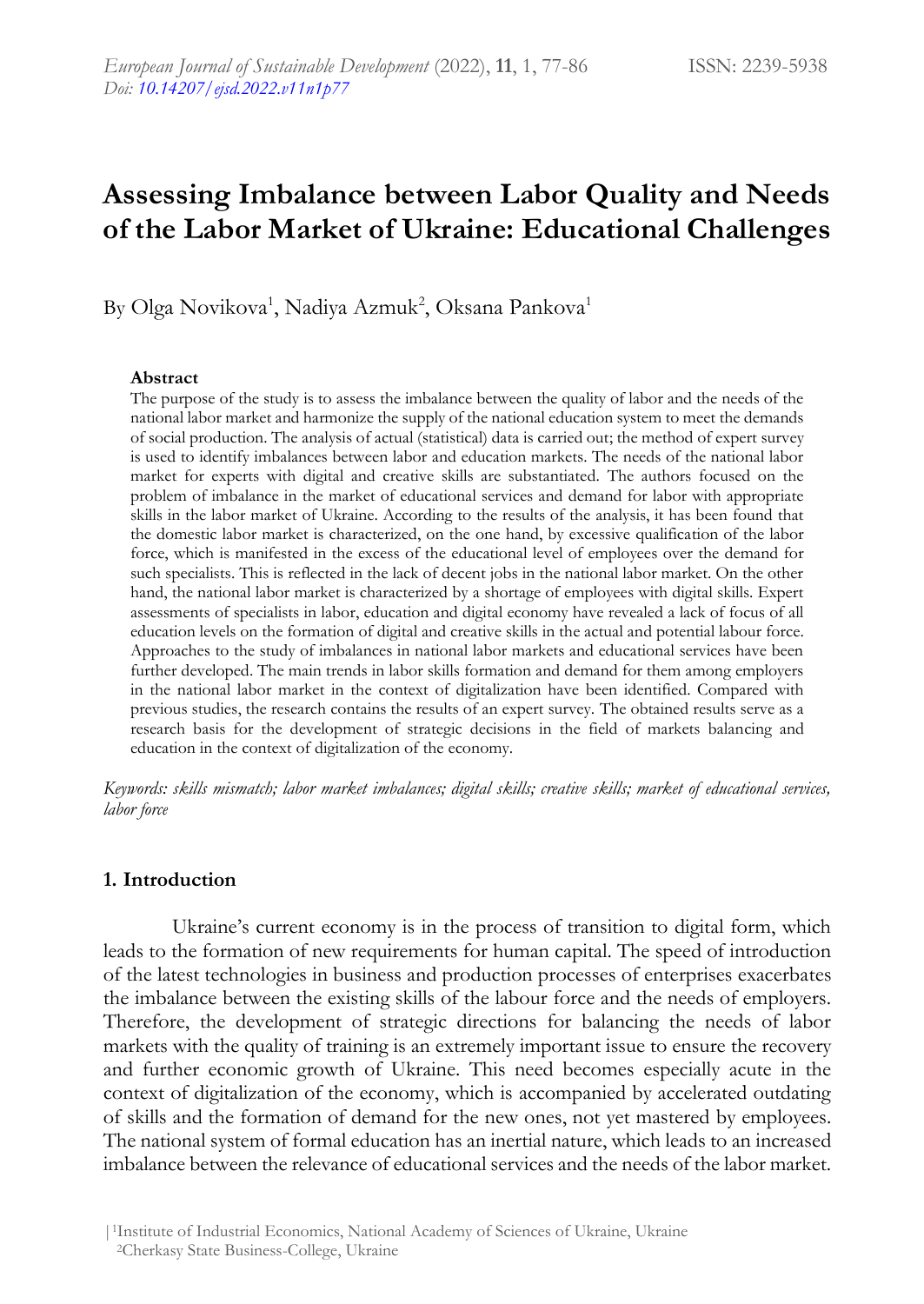# Assessing Imbalance between Labor Quality and Needs of the Labor Market of Ukraine: Educational Challenges

By Olga Novikova[1], Nadiya Azmuk[2], Oksana Pankova[1]

### Abstract

The purpose of the study is to assess the imbalance between the quality of labor and the needs of the national labor market and harmonize the supply of the national education system to meet the demands of social production. The analysis of actual (statistical) data is carried out; the method of expert survey is used to identify imbalances between labor and education markets. The needs of the national labor market for experts with digital and creative skills are substantiated. The authors focused on the problem of imbalance in the market of educational services and demand for labor with appropriate skills in the labor market of Ukraine. According to the results of the analysis, it has been found that the domestic labor market is characterized, on the one hand, by excessive qualification of the labor force, which is manifested in the excess of the educational level of employees over the demand for such specialists. This is reflected in the lack of decent jobs in the national labor market. On the other hand, the national labor market is characterized by a shortage of employees with digital skills. Expert assessments of specialists in labor, education and digital economy have revealed a lack of focus of all education levels on the formation of digital and creative skills in the actual and potential labour force. Approaches to the study of imbalances in national labor markets and educational services have been further developed. The main trends in labor skills formation and demand for them among employers in the national labor market in the context of digitalization have been identified. Compared with previous studies, the research contains the results of an expert survey. The obtained results serve as a research basis for the development of strategic decisions in the field of markets balancing and education in the context of digitalization of the economy.

*Keywords: skills mismatch; labor market imbalances; digital skills; creative skills; market of educational services, labor force*

## 1. Introduction

Ukraine's current economy is in the process of transition to digital form, which leads to the formation of new requirements for human capital. The speed of introduction of the latest technologies in business and production processes of enterprises exacerbates the imbalance between the existing skills of the labour force and the needs of employers. Therefore, the development of strategic directions for balancing the needs of labor markets with the quality of training is an extremely important issue to ensure the recovery and further economic growth of Ukraine. This need becomes especially acute in the context of digitalization of the economy, which is accompanied by accelerated outdating of skills and the formation of demand for the new ones, not yet mastered by employees. The national system of formal education has an inertial nature, which leads to an increased imbalance between the relevance of educational services and the needs of the labor market.

[1]Institute of Industrial Economics, National Academy of Sciences of Ukraine, Ukraine
[2]Cherkasy State Business-College, Ukraine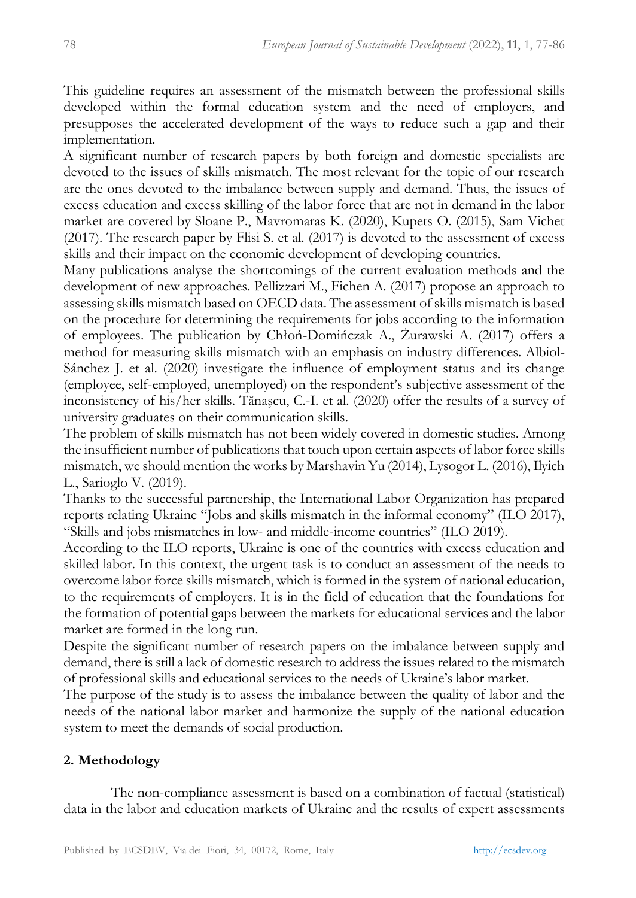This guideline requires an assessment of the mismatch between the professional skills developed within the formal education system and the need of employers, and presupposes the accelerated development of the ways to reduce such a gap and their implementation.

A significant number of research papers by both foreign and domestic specialists are devoted to the issues of skills mismatch. The most relevant for the topic of our research are the ones devoted to the imbalance between supply and demand. Thus, the issues of excess education and excess skilling of the labor force that are not in demand in the labor market are covered by Sloane P., Mavromaras K. (2020), Kupets O. (2015), Sam Vichet (2017). The research paper by Flisi S. et al. (2017) is devoted to the assessment of excess skills and their impact on the economic development of developing countries.

Many publications analyse the shortcomings of the current evaluation methods and the development of new approaches. Pellizzari M., Fichen A. (2017) propose an approach to assessing skills mismatch based on OECD data. The assessment of skills mismatch is based on the procedure for determining the requirements for jobs according to the information of employees. The publication by Chłoń-Domińczak A., Żurawski A. (2017) offers a method for measuring skills mismatch with an emphasis on industry differences. Albiol-Sánchez J. et al. (2020) investigate the influence of employment status and its change (employee, self-employed, unemployed) on the respondent's subjective assessment of the inconsistency of his/her skills. Tănașcu, C.-I. et al. (2020) offer the results of a survey of university graduates on their communication skills.

The problem of skills mismatch has not been widely covered in domestic studies. Among the insufficient number of publications that touch upon certain aspects of labor force skills mismatch, we should mention the works by Marshavin Yu (2014), Lysogor L. (2016), Ilyich L., Sarioglo V. (2019).

Thanks to the successful partnership, the International Labor Organization has prepared reports relating Ukraine "Jobs and skills mismatch in the informal economy" (ILO 2017), "Skills and jobs mismatches in low- and middle-income countries" (ILO 2019).

According to the ILO reports, Ukraine is one of the countries with excess education and skilled labor. In this context, the urgent task is to conduct an assessment of the needs to overcome labor force skills mismatch, which is formed in the system of national education, to the requirements of employers. It is in the field of education that the foundations for the formation of potential gaps between the markets for educational services and the labor market are formed in the long run.

Despite the significant number of research papers on the imbalance between supply and demand, there is still a lack of domestic research to address the issues related to the mismatch of professional skills and educational services to the needs of Ukraine's labor market.

The purpose of the study is to assess the imbalance between the quality of labor and the needs of the national labor market and harmonize the supply of the national education system to meet the demands of social production.

## 2. Methodology

The non-compliance assessment is based on a combination of factual (statistical) data in the labor and education markets of Ukraine and the results of expert assessments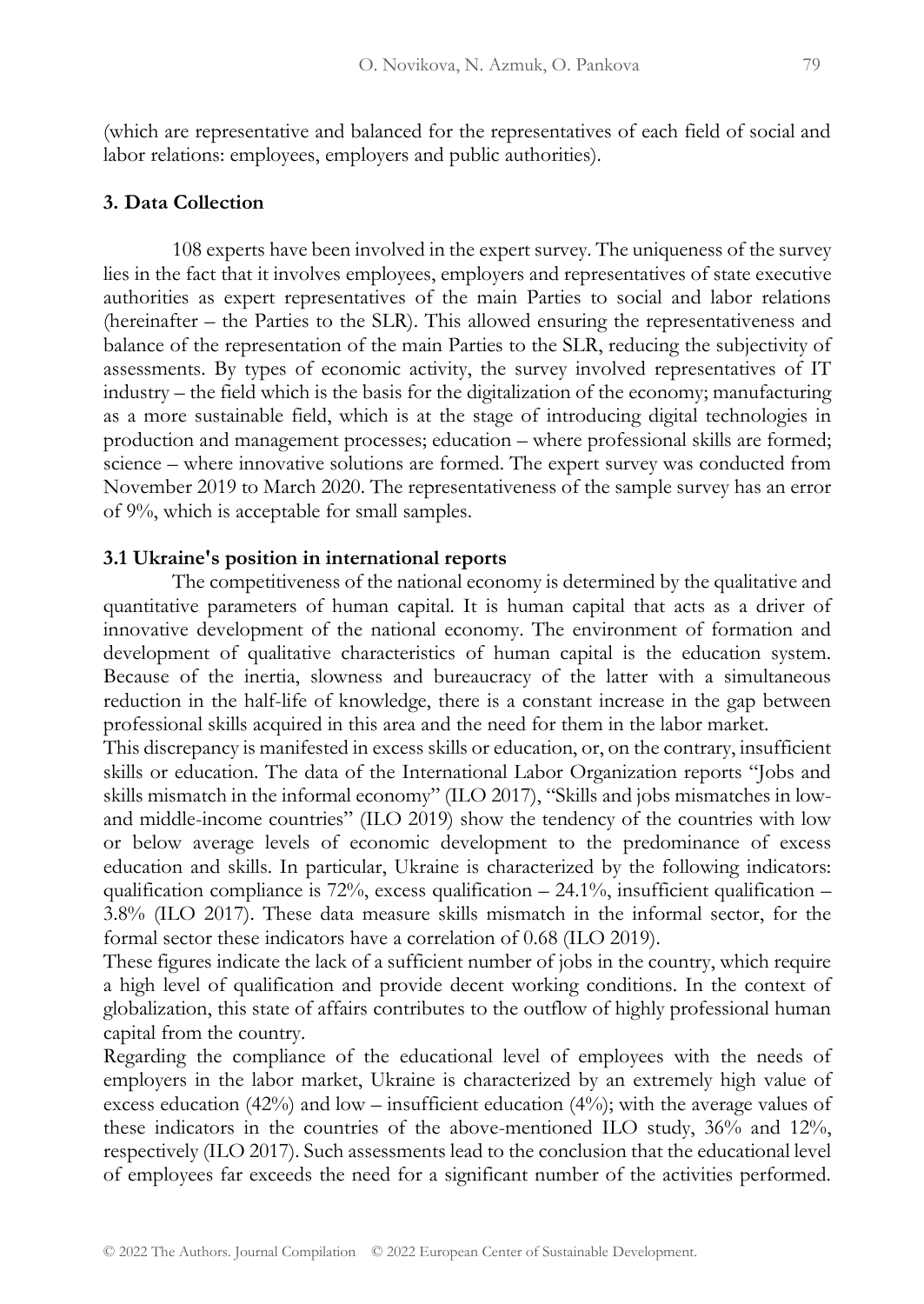(which are representative and balanced for the representatives of each field of social and labor relations: employees, employers and public authorities).

## 3. Data Collection

108 experts have been involved in the expert survey. The uniqueness of the survey lies in the fact that it involves employees, employers and representatives of state executive authorities as expert representatives of the main Parties to social and labor relations (hereinafter – the Parties to the SLR). This allowed ensuring the representativeness and balance of the representation of the main Parties to the SLR, reducing the subjectivity of assessments. By types of economic activity, the survey involved representatives of IT industry – the field which is the basis for the digitalization of the economy; manufacturing as a more sustainable field, which is at the stage of introducing digital technologies in production and management processes; education – where professional skills are formed; science – where innovative solutions are formed. The expert survey was conducted from November 2019 to March 2020. The representativeness of the sample survey has an error of 9%, which is acceptable for small samples.

### 3.1 Ukraine's position in international reports

The competitiveness of the national economy is determined by the qualitative and quantitative parameters of human capital. It is human capital that acts as a driver of innovative development of the national economy. The environment of formation and development of qualitative characteristics of human capital is the education system. Because of the inertia, slowness and bureaucracy of the latter with a simultaneous reduction in the half-life of knowledge, there is a constant increase in the gap between professional skills acquired in this area and the need for them in the labor market.

This discrepancy is manifested in excess skills or education, or, on the contrary, insufficient skills or education. The data of the International Labor Organization reports "Jobs and skills mismatch in the informal economy" (ILO 2017), "Skills and jobs mismatches in low- and middle-income countries" (ILO 2019) show the tendency of the countries with low or below average levels of economic development to the predominance of excess education and skills. In particular, Ukraine is characterized by the following indicators: qualification compliance is 72%, excess qualification – 24.1%, insufficient qualification – 3.8% (ILO 2017). These data measure skills mismatch in the informal sector, for the formal sector these indicators have a correlation of 0.68 (ILO 2019).

These figures indicate the lack of a sufficient number of jobs in the country, which require a high level of qualification and provide decent working conditions. In the context of globalization, this state of affairs contributes to the outflow of highly professional human capital from the country.

Regarding the compliance of the educational level of employees with the needs of employers in the labor market, Ukraine is characterized by an extremely high value of excess education (42%) and low – insufficient education (4%); with the average values of these indicators in the countries of the above-mentioned ILO study, 36% and 12%, respectively (ILO 2017). Such assessments lead to the conclusion that the educational level of employees far exceeds the need for a significant number of the activities performed.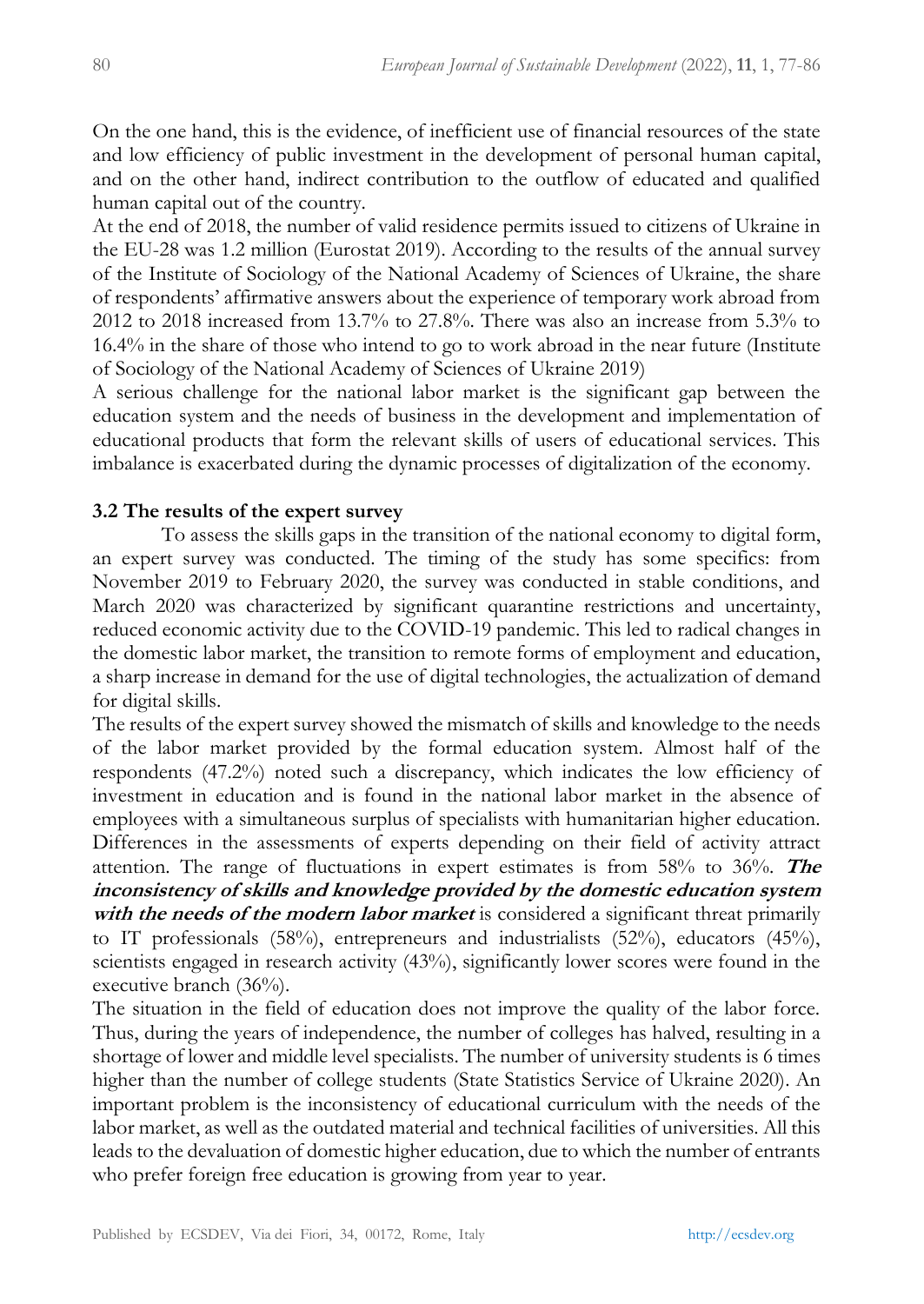On the one hand, this is the evidence, of inefficient use of financial resources of the state and low efficiency of public investment in the development of personal human capital, and on the other hand, indirect contribution to the outflow of educated and qualified human capital out of the country.

At the end of 2018, the number of valid residence permits issued to citizens of Ukraine in the EU-28 was 1.2 million (Eurostat 2019). According to the results of the annual survey of the Institute of Sociology of the National Academy of Sciences of Ukraine, the share of respondents' affirmative answers about the experience of temporary work abroad from 2012 to 2018 increased from 13.7% to 27.8%. There was also an increase from 5.3% to 16.4% in the share of those who intend to go to work abroad in the near future (Institute of Sociology of the National Academy of Sciences of Ukraine 2019)

A serious challenge for the national labor market is the significant gap between the education system and the needs of business in the development and implementation of educational products that form the relevant skills of users of educational services. This imbalance is exacerbated during the dynamic processes of digitalization of the economy.

### 3.2 The results of the expert survey

To assess the skills gaps in the transition of the national economy to digital form, an expert survey was conducted. The timing of the study has some specifics: from November 2019 to February 2020, the survey was conducted in stable conditions, and March 2020 was characterized by significant quarantine restrictions and uncertainty, reduced economic activity due to the COVID-19 pandemic. This led to radical changes in the domestic labor market, the transition to remote forms of employment and education, a sharp increase in demand for the use of digital technologies, the actualization of demand for digital skills.

The results of the expert survey showed the mismatch of skills and knowledge to the needs of the labor market provided by the formal education system. Almost half of the respondents (47.2%) noted such a discrepancy, which indicates the low efficiency of investment in education and is found in the national labor market in the absence of employees with a simultaneous surplus of specialists with humanitarian higher education. Differences in the assessments of experts depending on their field of activity attract attention. The range of fluctuations in expert estimates is from 58% to 36%. ***The inconsistency of skills and knowledge provided by the domestic education system with the needs of the modern labor market*** is considered a significant threat primarily to IT professionals (58%), entrepreneurs and industrialists (52%), educators (45%), scientists engaged in research activity (43%), significantly lower scores were found in the executive branch (36%).

The situation in the field of education does not improve the quality of the labor force. Thus, during the years of independence, the number of colleges has halved, resulting in a shortage of lower and middle level specialists. The number of university students is 6 times higher than the number of college students (State Statistics Service of Ukraine 2020). An important problem is the inconsistency of educational curriculum with the needs of the labor market, as well as the outdated material and technical facilities of universities. All this leads to the devaluation of domestic higher education, due to which the number of entrants who prefer foreign free education is growing from year to year.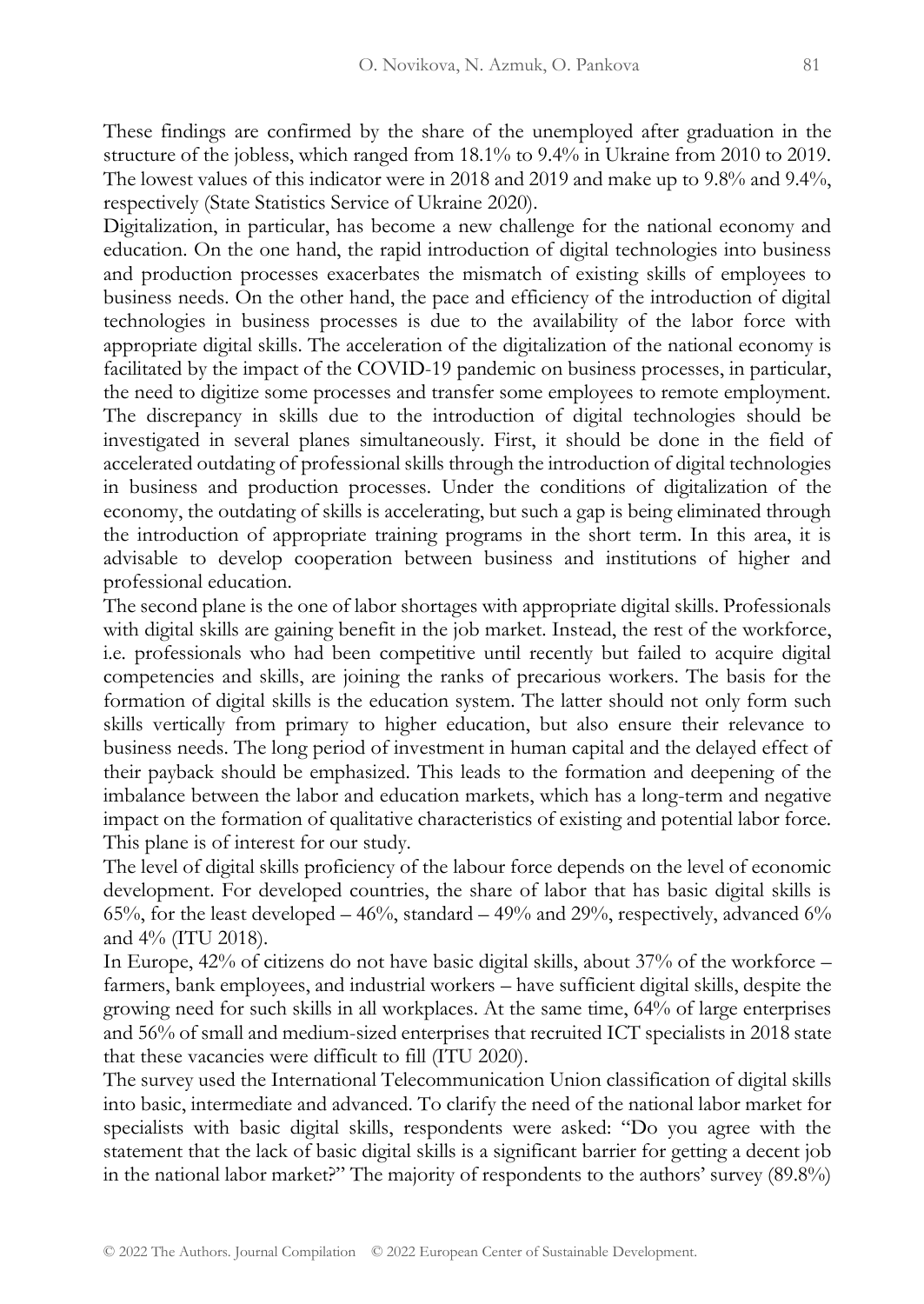These findings are confirmed by the share of the unemployed after graduation in the structure of the jobless, which ranged from 18.1% to 9.4% in Ukraine from 2010 to 2019. The lowest values of this indicator were in 2018 and 2019 and make up to 9.8% and 9.4%, respectively (State Statistics Service of Ukraine 2020).

Digitalization, in particular, has become a new challenge for the national economy and education. On the one hand, the rapid introduction of digital technologies into business and production processes exacerbates the mismatch of existing skills of employees to business needs. On the other hand, the pace and efficiency of the introduction of digital technologies in business processes is due to the availability of the labor force with appropriate digital skills. The acceleration of the digitalization of the national economy is facilitated by the impact of the COVID-19 pandemic on business processes, in particular, the need to digitize some processes and transfer some employees to remote employment.

The discrepancy in skills due to the introduction of digital technologies should be investigated in several planes simultaneously. First, it should be done in the field of accelerated outdating of professional skills through the introduction of digital technologies in business and production processes. Under the conditions of digitalization of the economy, the outdating of skills is accelerating, but such a gap is being eliminated through the introduction of appropriate training programs in the short term. In this area, it is advisable to develop cooperation between business and institutions of higher and professional education.

The second plane is the one of labor shortages with appropriate digital skills. Professionals with digital skills are gaining benefit in the job market. Instead, the rest of the workforce, i.e. professionals who had been competitive until recently but failed to acquire digital competencies and skills, are joining the ranks of precarious workers. The basis for the formation of digital skills is the education system. The latter should not only form such skills vertically from primary to higher education, but also ensure their relevance to business needs. The long period of investment in human capital and the delayed effect of their payback should be emphasized. This leads to the formation and deepening of the imbalance between the labor and education markets, which has a long-term and negative impact on the formation of qualitative characteristics of existing and potential labor force. This plane is of interest for our study.

The level of digital skills proficiency of the labour force depends on the level of economic development. For developed countries, the share of labor that has basic digital skills is 65%, for the least developed – 46%, standard – 49% and 29%, respectively, advanced 6% and 4% (ITU 2018).

In Europe, 42% of citizens do not have basic digital skills, about 37% of the workforce – farmers, bank employees, and industrial workers – have sufficient digital skills, despite the growing need for such skills in all workplaces. At the same time, 64% of large enterprises and 56% of small and medium-sized enterprises that recruited ICT specialists in 2018 state that these vacancies were difficult to fill (ITU 2020).

The survey used the International Telecommunication Union classification of digital skills into basic, intermediate and advanced. To clarify the need of the national labor market for specialists with basic digital skills, respondents were asked: "Do you agree with the statement that the lack of basic digital skills is a significant barrier for getting a decent job in the national labor market?" The majority of respondents to the authors' survey (89.8%)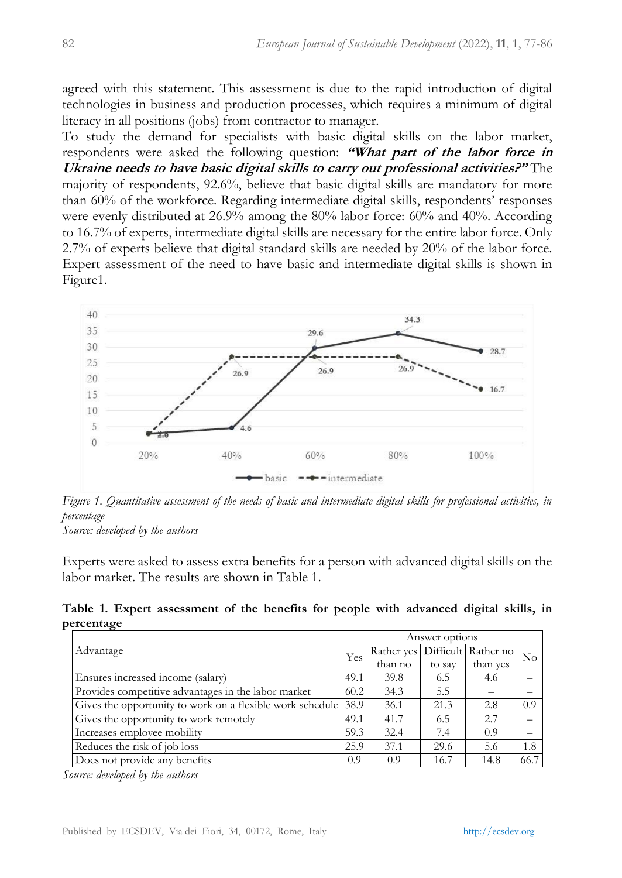agreed with this statement. This assessment is due to the rapid introduction of digital technologies in business and production processes, which requires a minimum of digital literacy in all positions (jobs) from contractor to manager.

To study the demand for specialists with basic digital skills on the labor market, respondents were asked the following question: ***"What part of the labor force in Ukraine needs to have basic digital skills to carry out professional activities?"*** The majority of respondents, 92.6%, believe that basic digital skills are mandatory for more than 60% of the workforce. Regarding intermediate digital skills, respondents' responses were evenly distributed at 26.9% among the 80% labor force: 60% and 40%. According to 16.7% of experts, intermediate digital skills are necessary for the entire labor force. Only 2.7% of experts believe that digital standard skills are needed by 20% of the labor force. Expert assessment of the need to have basic and intermediate digital skills is shown in Figure1.

*Figure 1. Quantitative assessment of the needs of basic and intermediate digital skills for professional activities, in percentage*
*Source: developed by the authors*

Experts were asked to assess extra benefits for a person with advanced digital skills on the labor market. The results are shown in Table 1.

**Table 1. Expert assessment of the benefits for people with advanced digital skills, in percentage**

| Advantage | Answer options | | | | |
|---|---|---|---|---|---|
| | Yes | Rather yes than no | Difficult to say | Rather no than yes | No |
| Ensures increased income (salary) | 49.1 | 39.8 | 6.5 | 4.6 | – |
| Provides competitive advantages in the labor market | 60.2 | 34.3 | 5.5 | – | – |
| Gives the opportunity to work on a flexible work schedule | 38.9 | 36.1 | 21.3 | 2.8 | 0.9 |
| Gives the opportunity to work remotely | 49.1 | 41.7 | 6.5 | 2.7 | – |
| Increases employee mobility | 59.3 | 32.4 | 7.4 | 0.9 | – |
| Reduces the risk of job loss | 25.9 | 37.1 | 29.6 | 5.6 | 1.8 |
| Does not provide any benefits | 0.9 | 0.9 | 16.7 | 14.8 | 66.7 |

*Source: developed by the authors*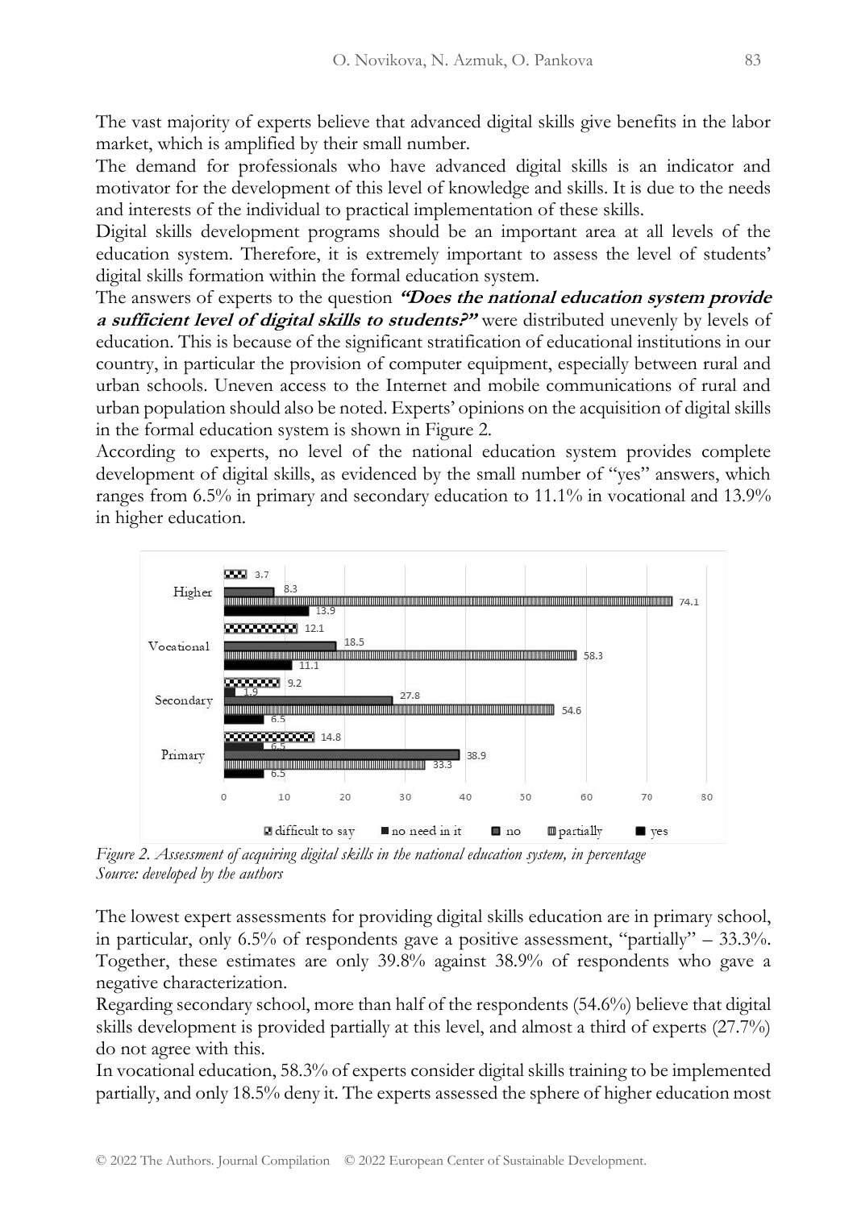The vast majority of experts believe that advanced digital skills give benefits in the labor market, which is amplified by their small number.

The demand for professionals who have advanced digital skills is an indicator and motivator for the development of this level of knowledge and skills. It is due to the needs and interests of the individual to practical implementation of these skills.

Digital skills development programs should be an important area at all levels of the education system. Therefore, it is extremely important to assess the level of students' digital skills formation within the formal education system.

The answers of experts to the question ***"Does the national education system provide a sufficient level of digital skills to students?"*** were distributed unevenly by levels of education. This is because of the significant stratification of educational institutions in our country, in particular the provision of computer equipment, especially between rural and urban schools. Uneven access to the Internet and mobile communications of rural and urban population should also be noted. Experts' opinions on the acquisition of digital skills in the formal education system is shown in Figure 2.

According to experts, no level of the national education system provides complete development of digital skills, as evidenced by the small number of "yes" answers, which ranges from 6.5% in primary and secondary education to 11.1% in vocational and 13.9% in higher education.

| | difficult to say | no need in it | no | partially | yes |
|---|---|---|---|---|---|
| Higher | 3.7 | | 8.3 | 74.1 | 13.9 |
| Vocational | 12.1 | | 18.5 | 58.3 | 11.1 |
| Secondary | 9.2 | 1.9 | 27.8 | 54.6 | 6.5 |
| Primary | 14.8 | 6.5 | 38.9 | 33.3 | 6.5 |

*Figure 2. Assessment of acquiring digital skills in the national education system, in percentage*
*Source: developed by the authors*

The lowest expert assessments for providing digital skills education are in primary school, in particular, only 6.5% of respondents gave a positive assessment, "partially" – 33.3%. Together, these estimates are only 39.8% against 38.9% of respondents who gave a negative characterization.

Regarding secondary school, more than half of the respondents (54.6%) believe that digital skills development is provided partially at this level, and almost a third of experts (27.7%) do not agree with this.

In vocational education, 58.3% of experts consider digital skills training to be implemented partially, and only 18.5% deny it. The experts assessed the sphere of higher education most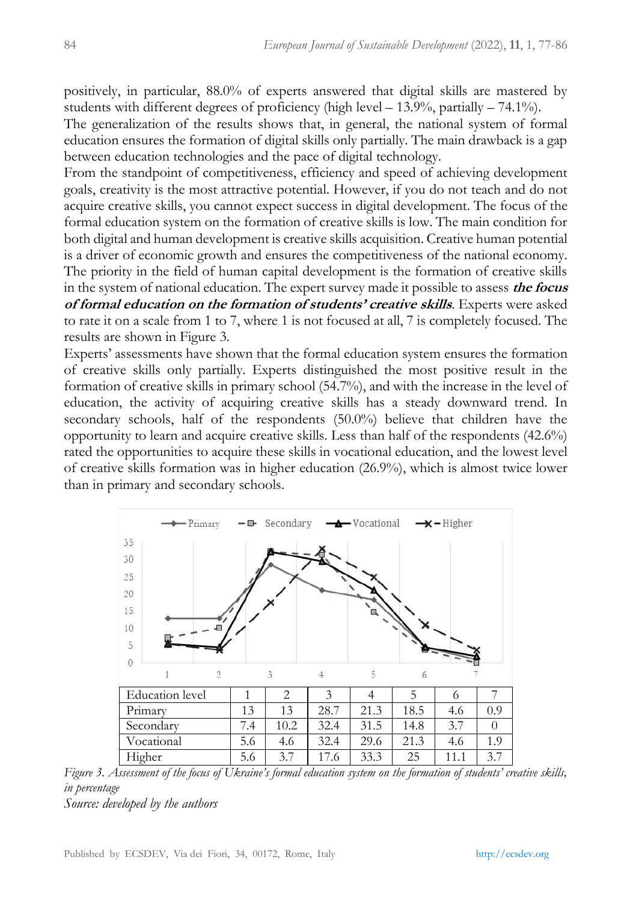positively, in particular, 88.0% of experts answered that digital skills are mastered by students with different degrees of proficiency (high level – 13.9%, partially – 74.1%).

The generalization of the results shows that, in general, the national system of formal education ensures the formation of digital skills only partially. The main drawback is a gap between education technologies and the pace of digital technology.

From the standpoint of competitiveness, efficiency and speed of achieving development goals, creativity is the most attractive potential. However, if you do not teach and do not acquire creative skills, you cannot expect success in digital development. The focus of the formal education system on the formation of creative skills is low. The main condition for both digital and human development is creative skills acquisition. Creative human potential is a driver of economic growth and ensures the competitiveness of the national economy. The priority in the field of human capital development is the formation of creative skills in the system of national education. The expert survey made it possible to assess ***the focus of formal education on the formation of students' creative skills***. Experts were asked to rate it on a scale from 1 to 7, where 1 is not focused at all, 7 is completely focused. The results are shown in Figure 3.

Experts' assessments have shown that the formal education system ensures the formation of creative skills only partially. Experts distinguished the most positive result in the formation of creative skills in primary school (54.7%), and with the increase in the level of education, the activity of acquiring creative skills has a steady downward trend. In secondary schools, half of the respondents (50.0%) believe that children have the opportunity to learn and acquire creative skills. Less than half of the respondents (42.6%) rated the opportunities to acquire these skills in vocational education, and the lowest level of creative skills formation was in higher education (26.9%), which is almost twice lower than in primary and secondary schools.

| Education level | 1 | 2 | 3 | 4 | 5 | 6 | 7 |
|---|---|---|---|---|---|---|---|
| Primary | 13 | 13 | 28.7 | 21.3 | 18.5 | 4.6 | 0.9 |
| Secondary | 7.4 | 10.2 | 32.4 | 31.5 | 14.8 | 3.7 | 0 |
| Vocational | 5.6 | 4.6 | 32.4 | 29.6 | 21.3 | 4.6 | 1.9 |
| Higher | 5.6 | 3.7 | 17.6 | 33.3 | 25 | 11.1 | 3.7 |

*Figure 3. Assessment of the focus of Ukraine's formal education system on the formation of students' creative skills, in percentage*

*Source: developed by the authors*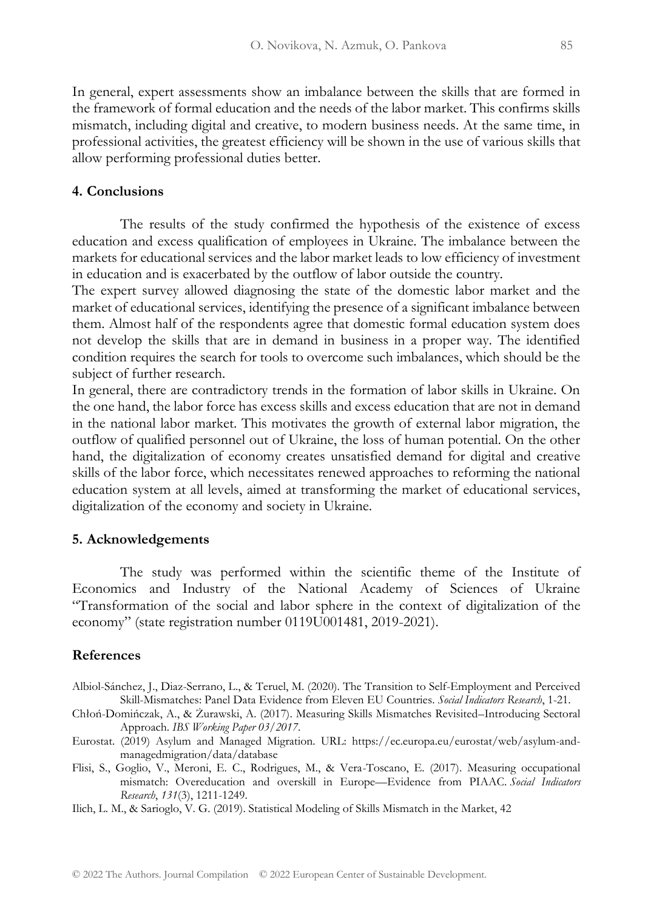In general, expert assessments show an imbalance between the skills that are formed in the framework of formal education and the needs of the labor market. This confirms skills mismatch, including digital and creative, to modern business needs. At the same time, in professional activities, the greatest efficiency will be shown in the use of various skills that allow performing professional duties better.

## 4. Conclusions

The results of the study confirmed the hypothesis of the existence of excess education and excess qualification of employees in Ukraine. The imbalance between the markets for educational services and the labor market leads to low efficiency of investment in education and is exacerbated by the outflow of labor outside the country.

The expert survey allowed diagnosing the state of the domestic labor market and the market of educational services, identifying the presence of a significant imbalance between them. Almost half of the respondents agree that domestic formal education system does not develop the skills that are in demand in business in a proper way. The identified condition requires the search for tools to overcome such imbalances, which should be the subject of further research.

In general, there are contradictory trends in the formation of labor skills in Ukraine. On the one hand, the labor force has excess skills and excess education that are not in demand in the national labor market. This motivates the growth of external labor migration, the outflow of qualified personnel out of Ukraine, the loss of human potential. On the other hand, the digitalization of economy creates unsatisfied demand for digital and creative skills of the labor force, which necessitates renewed approaches to reforming the national education system at all levels, aimed at transforming the market of educational services, digitalization of the economy and society in Ukraine.

## 5. Acknowledgements

The study was performed within the scientific theme of the Institute of Economics and Industry of the National Academy of Sciences of Ukraine "Transformation of the social and labor sphere in the context of digitalization of the economy" (state registration number 0119U001481, 2019-2021).

## References

Albiol-Sánchez, J., Diaz-Serrano, L., & Teruel, M. (2020). The Transition to Self-Employment and Perceived Skill-Mismatches: Panel Data Evidence from Eleven EU Countries. *Social Indicators Research*, 1-21.

Chłoń-Domińczak, A., & Żurawski, A. (2017). Measuring Skills Mismatches Revisited–Introducing Sectoral Approach. *IBS Working Paper 03/2017*.

Eurostat. (2019) Asylum and Managed Migration. URL: https://ec.europa.eu/eurostat/web/asylum-and-managedmigration/data/database

Flisi, S., Goglio, V., Meroni, E. C., Rodrigues, M., & Vera-Toscano, E. (2017). Measuring occupational mismatch: Overeducation and overskill in Europe—Evidence from PIAAC. *Social Indicators Research*, *131*(3), 1211-1249.

Ilich, L. M., & Sarioglo, V. G. (2019). Statistical Modeling of Skills Mismatch in the Market, 42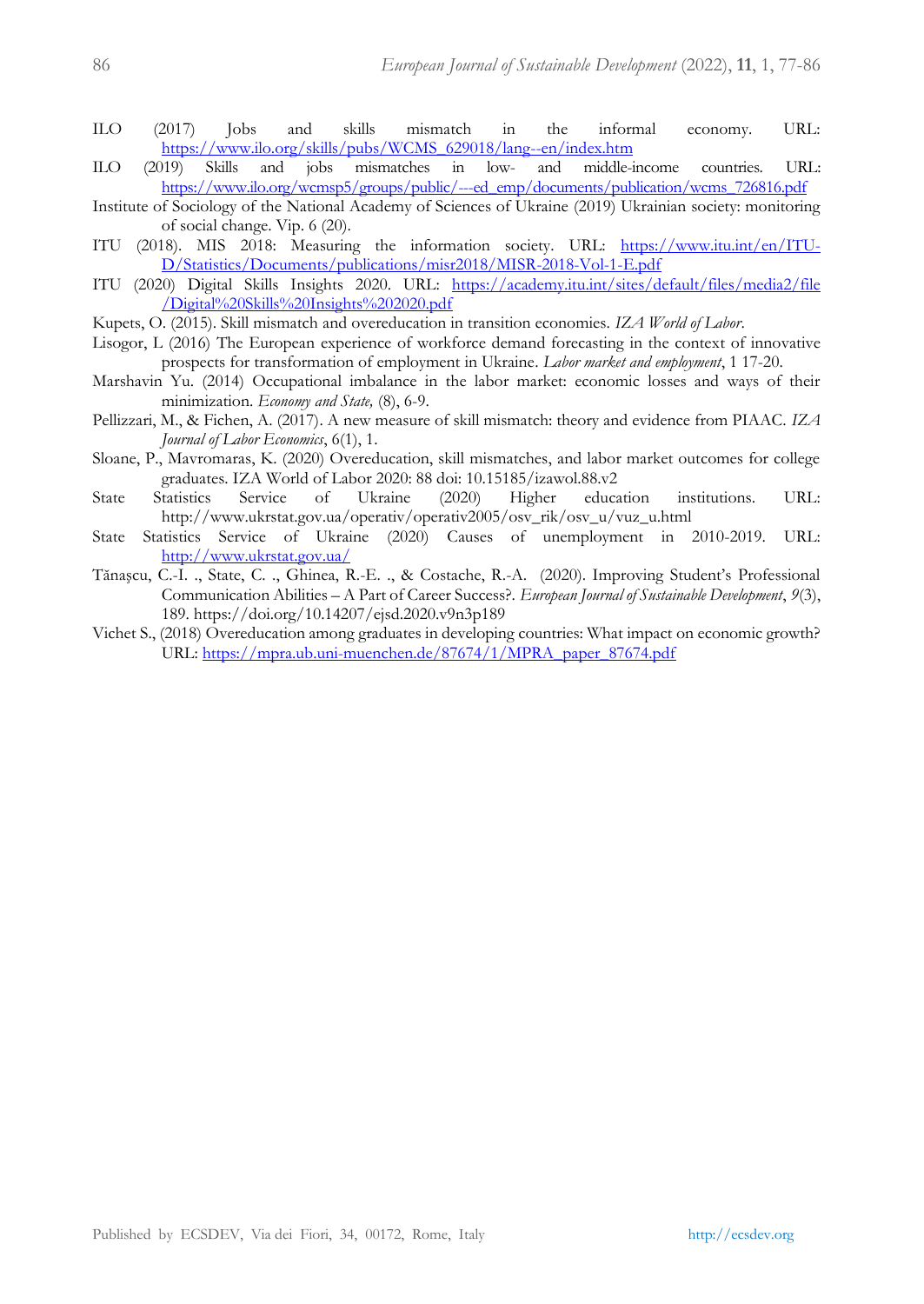ILO (2017) Jobs and skills mismatch in the informal economy. URL: https://www.ilo.org/skills/pubs/WCMS_629018/lang--en/index.htm

ILO (2019) Skills and jobs mismatches in low- and middle-income countries. URL: https://www.ilo.org/wcmsp5/groups/public/---ed_emp/documents/publication/wcms_726816.pdf

Institute of Sociology of the National Academy of Sciences of Ukraine (2019) Ukrainian society: monitoring of social change. Vip. 6 (20).

ITU (2018). MIS 2018: Measuring the information society. URL: https://www.itu.int/en/ITU-D/Statistics/Documents/publications/misr2018/MISR-2018-Vol-1-E.pdf

ITU (2020) Digital Skills Insights 2020. URL: https://academy.itu.int/sites/default/files/media2/file/Digital%20Skills%20Insights%202020.pdf

Kupets, O. (2015). Skill mismatch and overeducation in transition economies. *IZA World of Labor*.

Lisogor, L (2016) The European experience of workforce demand forecasting in the context of innovative prospects for transformation of employment in Ukraine. *Labor market and employment*, 1 17-20.

Marshavin Yu. (2014) Occupational imbalance in the labor market: economic losses and ways of their minimization. *Economy and State,* (8), 6-9.

Pellizzari, M., & Fichen, A. (2017). A new measure of skill mismatch: theory and evidence from PIAAC. *IZA Journal of Labor Economics*, 6(1), 1.

Sloane, P., Mavromaras, K. (2020) Overeducation, skill mismatches, and labor market outcomes for college graduates. IZA World of Labor 2020: 88 doi: 10.15185/izawol.88.v2

State Statistics Service of Ukraine (2020) Higher education institutions. URL: http://www.ukrstat.gov.ua/operativ/operativ2005/osv_rik/osv_u/vuz_u.html

State Statistics Service of Ukraine (2020) Causes of unemployment in 2010-2019. URL: http://www.ukrstat.gov.ua/

Tănaşcu, C.-I. ., State, C. ., Ghinea, R.-E. ., & Costache, R.-A. (2020). Improving Student's Professional Communication Abilities – A Part of Career Success?. *European Journal of Sustainable Development*, *9*(3), 189. https://doi.org/10.14207/ejsd.2020.v9n3p189

Vichet S., (2018) Overeducation among graduates in developing countries: What impact on economic growth? URL: https://mpra.ub.uni-muenchen.de/87674/1/MPRA_paper_87674.pdf